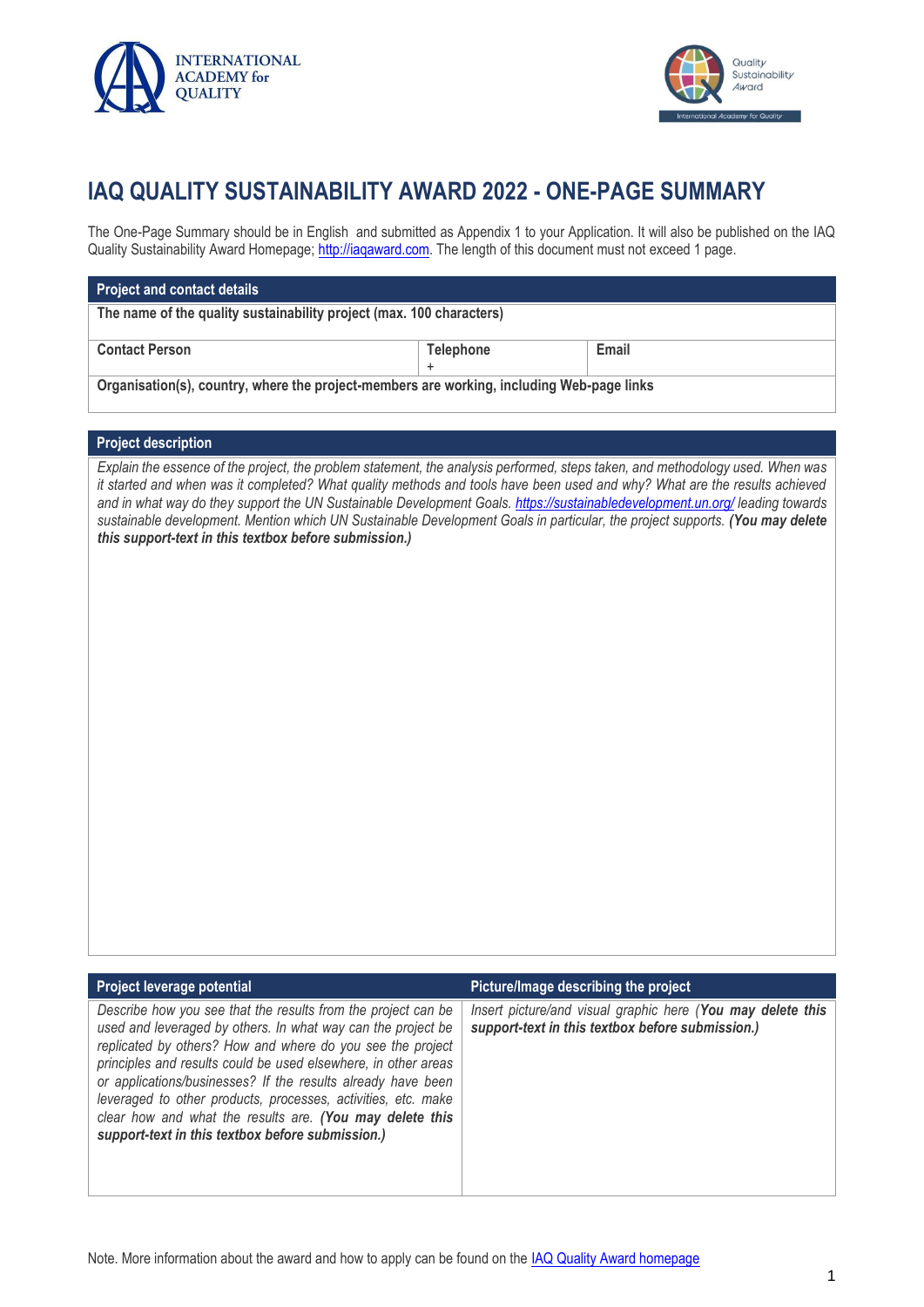INTERNATIONAL ACADEMY for QUALITY

Quality Sustainability Award — International Academy for Quality

# IAQ QUALITY SUSTAINABILITY AWARD 2022 - ONE-PAGE SUMMARY

The One-Page Summary should be in English and submitted as Appendix 1 to your Application. It will also be published on the IAQ Quality Sustainability Award Homepage; http://iaqaward.com. The length of this document must not exceed 1 page.

| Project and contact details | | |
|---|---|---|
| **The name of the quality sustainability project (max. 100 characters)** | | |
| **Contact Person** | **Telephone** <br> + | **Email** |
| **Organisation(s), country, where the project-members are working, including Web-page links** | | |

| Project description |
|---|
| *Explain the essence of the project, the problem statement, the analysis performed, steps taken, and methodology used. When was it started and when was it completed? What quality methods and tools have been used and why? What are the results achieved and in what way do they support the UN Sustainable Development Goals. https://sustainabledevelopment.un.org/ leading towards sustainable development. Mention which UN Sustainable Development Goals in particular, the project supports.* ***(You may delete this support-text in this textbox before submission.)*** |

| Project leverage potential | Picture/Image describing the project |
|---|---|
| *Describe how you see that the results from the project can be used and leveraged by others. In what way can the project be replicated by others? How and where do you see the project principles and results could be used elsewhere, in other areas or applications/businesses? If the results already have been leveraged to other products, processes, activities, etc. make clear how and what the results are.* ***(You may delete this support-text in this textbox before submission.)*** | *Insert picture/and visual graphic here (****You may delete this support-text in this textbox before submission.)*** |

Note. More information about the award and how to apply can be found on the IAQ Quality Award homepage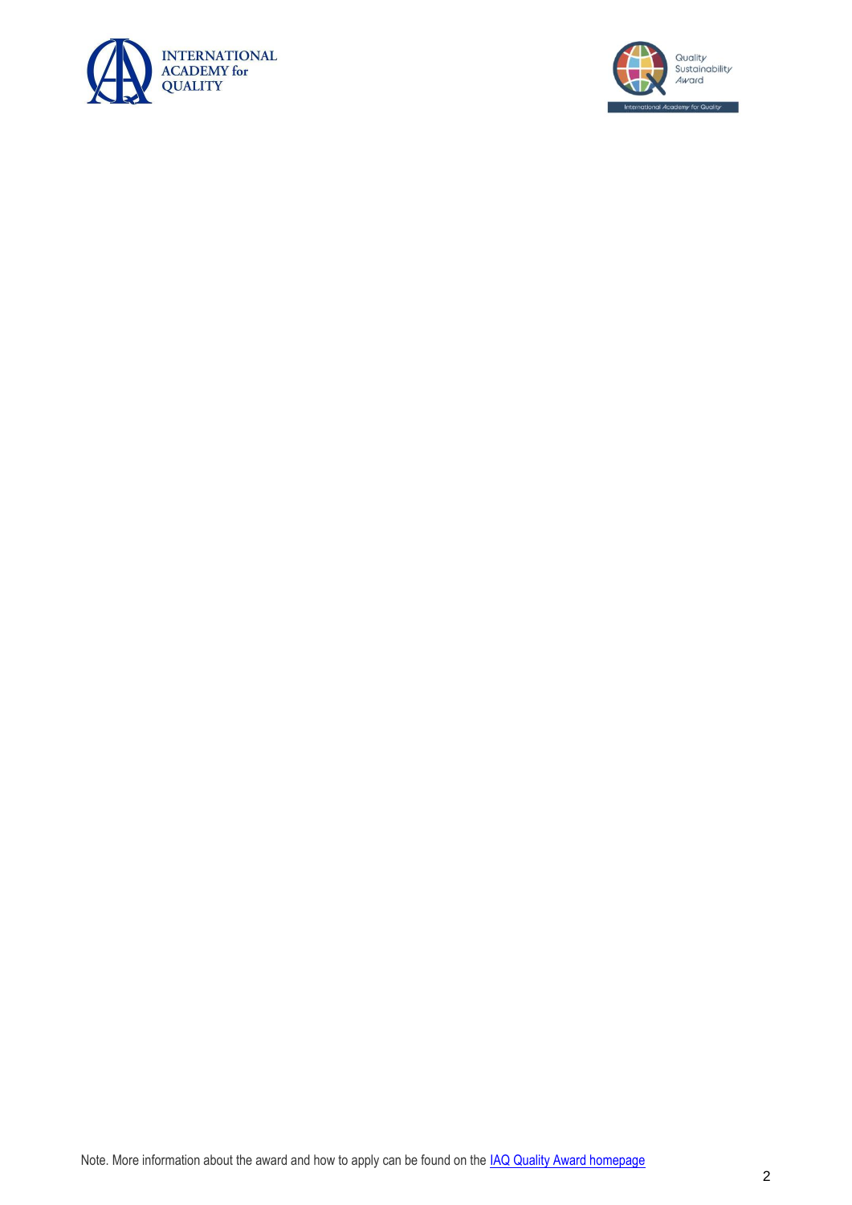Note. More information about the award and how to apply can be found on the IAQ Quality Award homepage